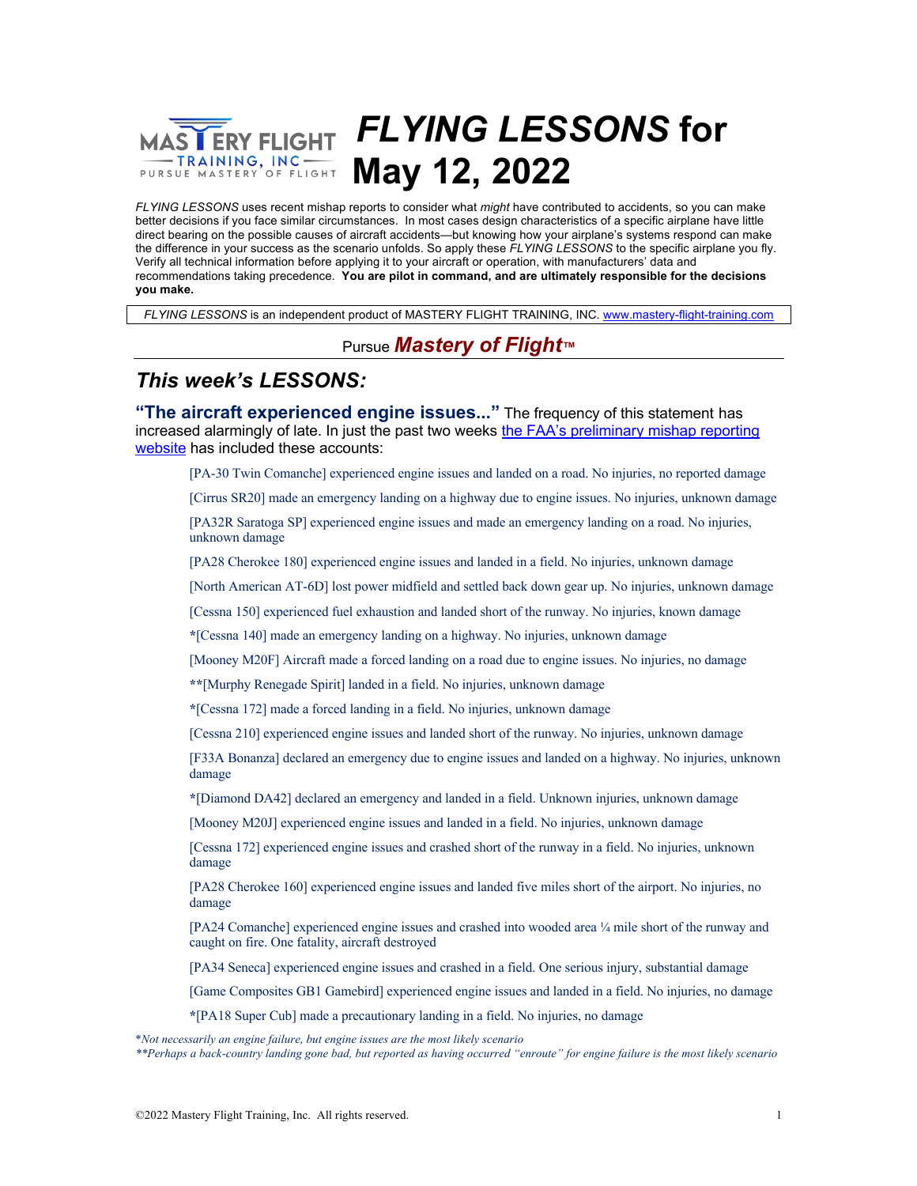# *FLYING LESSONS* for May 12, 2022

*FLYING LESSONS* uses recent mishap reports to consider what *might* have contributed to accidents, so you can make better decisions if you face similar circumstances. In most cases design characteristics of a specific airplane have little direct bearing on the possible causes of aircraft accidents—but knowing how your airplane's systems respond can make the difference in your success as the scenario unfolds. So apply these *FLYING LESSONS* to the specific airplane you fly. Verify all technical information before applying it to your aircraft or operation, with manufacturers' data and recommendations taking precedence. **You are pilot in command, and are ultimately responsible for the decisions you make.**

*FLYING LESSONS* is an independent product of MASTERY FLIGHT TRAINING, INC. www.mastery-flight-training.com

Pursue ***Mastery of Flight***™

## *This week's LESSONS:*

**"The aircraft experienced engine issues..."** The frequency of this statement has increased alarmingly of late. In just the past two weeks the FAA's preliminary mishap reporting website has included these accounts:

> [PA-30 Twin Comanche] experienced engine issues and landed on a road. No injuries, no reported damage
>
> [Cirrus SR20] made an emergency landing on a highway due to engine issues. No injuries, unknown damage
>
> [PA32R Saratoga SP] experienced engine issues and made an emergency landing on a road. No injuries, unknown damage
>
> [PA28 Cherokee 180] experienced engine issues and landed in a field. No injuries, unknown damage
>
> [North American AT-6D] lost power midfield and settled back down gear up. No injuries, unknown damage
>
> [Cessna 150] experienced fuel exhaustion and landed short of the runway. No injuries, known damage
>
> *[Cessna 140] made an emergency landing on a highway. No injuries, unknown damage
>
> [Mooney M20F] Aircraft made a forced landing on a road due to engine issues. No injuries, no damage
>
> **[Murphy Renegade Spirit] landed in a field. No injuries, unknown damage
>
> *[Cessna 172] made a forced landing in a field. No injuries, unknown damage
>
> [Cessna 210] experienced engine issues and landed short of the runway. No injuries, unknown damage
>
> [F33A Bonanza] declared an emergency due to engine issues and landed on a highway. No injuries, unknown damage
>
> *[Diamond DA42] declared an emergency and landed in a field. Unknown injuries, unknown damage
>
> [Mooney M20J] experienced engine issues and landed in a field. No injuries, unknown damage
>
> [Cessna 172] experienced engine issues and crashed short of the runway in a field. No injuries, unknown damage
>
> [PA28 Cherokee 160] experienced engine issues and landed five miles short of the airport. No injuries, no damage
>
> [PA24 Comanche] experienced engine issues and crashed into wooded area ¼ mile short of the runway and caught on fire. One fatality, aircraft destroyed
>
> [PA34 Seneca] experienced engine issues and crashed in a field. One serious injury, substantial damage
>
> [Game Composites GB1 Gamebird] experienced engine issues and landed in a field. No injuries, no damage
>
> *[PA18 Super Cub] made a precautionary landing in a field. No injuries, no damage

*\*Not necessarily an engine failure, but engine issues are the most likely scenario*
*\*\*Perhaps a back-country landing gone bad, but reported as having occurred "enroute" for engine failure is the most likely scenario*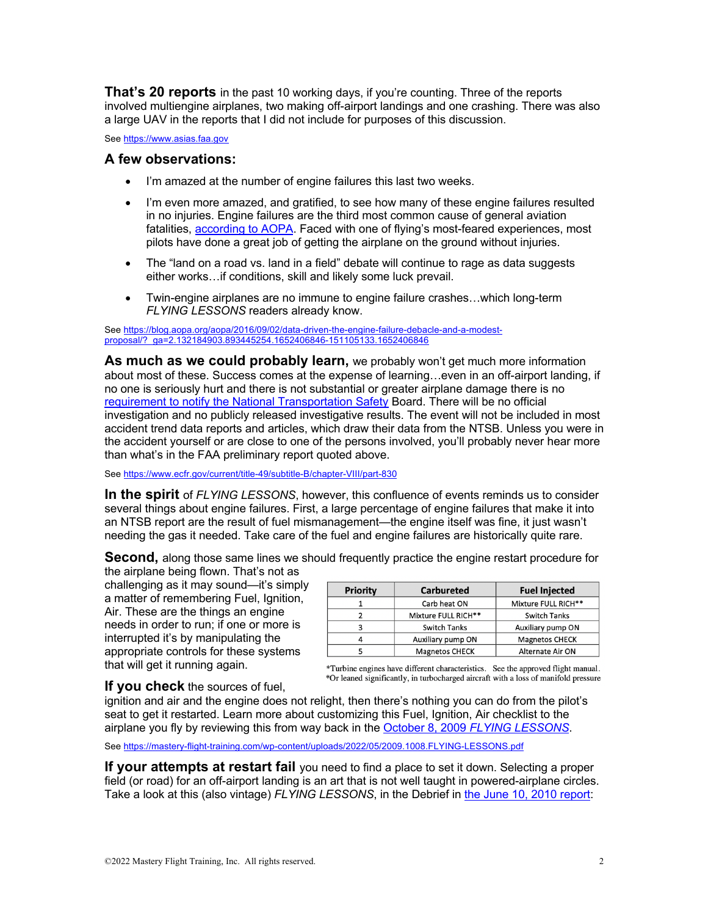**That's 20 reports** in the past 10 working days, if you're counting. Three of the reports involved multiengine airplanes, two making off-airport landings and one crashing. There was also a large UAV in the reports that I did not include for purposes of this discussion.

See https://www.asias.faa.gov

## A few observations:

- I'm amazed at the number of engine failures this last two weeks.
- I'm even more amazed, and gratified, to see how many of these engine failures resulted in no injuries. Engine failures are the third most common cause of general aviation fatalities, according to AOPA. Faced with one of flying's most-feared experiences, most pilots have done a great job of getting the airplane on the ground without injuries.
- The "land on a road vs. land in a field" debate will continue to rage as data suggests either works…if conditions, skill and likely some luck prevail.
- Twin-engine airplanes are no immune to engine failure crashes…which long-term *FLYING LESSONS* readers already know.

See https://blog.aopa.org/aopa/2016/09/02/data-driven-the-engine-failure-debacle-and-a-modest-proposal/?_ga=2.132184903.893445254.1652406846-151105133.1652406846

**As much as we could probably learn,** we probably won't get much more information about most of these. Success comes at the expense of learning…even in an off-airport landing, if no one is seriously hurt and there is not substantial or greater airplane damage there is no requirement to notify the National Transportation Safety Board. There will be no official investigation and no publicly released investigative results. The event will not be included in most accident trend data reports and articles, which draw their data from the NTSB. Unless you were in the accident yourself or are close to one of the persons involved, you'll probably never hear more than what's in the FAA preliminary report quoted above.

See https://www.ecfr.gov/current/title-49/subtitle-B/chapter-VIII/part-830

**In the spirit** of *FLYING LESSONS*, however, this confluence of events reminds us to consider several things about engine failures. First, a large percentage of engine failures that make it into an NTSB report are the result of fuel mismanagement—the engine itself was fine, it just wasn't needing the gas it needed. Take care of the fuel and engine failures are historically quite rare.

**Second,** along those same lines we should frequently practice the engine restart procedure for the airplane being flown. That's not as challenging as it may sound—it's simply a matter of remembering Fuel, Ignition, Air. These are the things an engine needs in order to run; if one or more is interrupted it's by manipulating the appropriate controls for these systems that will get it running again.

| Priority | Carbureted | Fuel Injected |
|---|---|---|
| 1 | Carb heat ON | Mixture FULL RICH** |
| 2 | Mixture FULL RICH** | Switch Tanks |
| 3 | Switch Tanks | Auxiliary pump ON |
| 4 | Auxiliary pump ON | Magnetos CHECK |
| 5 | Magnetos CHECK | Alternate Air ON |

*Turbine engines have different characteristics. See the approved flight manual.
*Or leaned significantly, in turbocharged aircraft with a loss of manifold pressure

**If you check** the sources of fuel, ignition and air and the engine does not relight, then there's nothing you can do from the pilot's seat to get it restarted. Learn more about customizing this Fuel, Ignition, Air checklist to the airplane you fly by reviewing this from way back in the October 8, 2009 *FLYING LESSONS*.

See https://mastery-flight-training.com/wp-content/uploads/2022/05/2009.1008.FLYING-LESSONS.pdf

**If your attempts at restart fail** you need to find a place to set it down. Selecting a proper field (or road) for an off-airport landing is an art that is not well taught in powered-airplane circles. Take a look at this (also vintage) *FLYING LESSONS*, in the Debrief in the June 10, 2010 report: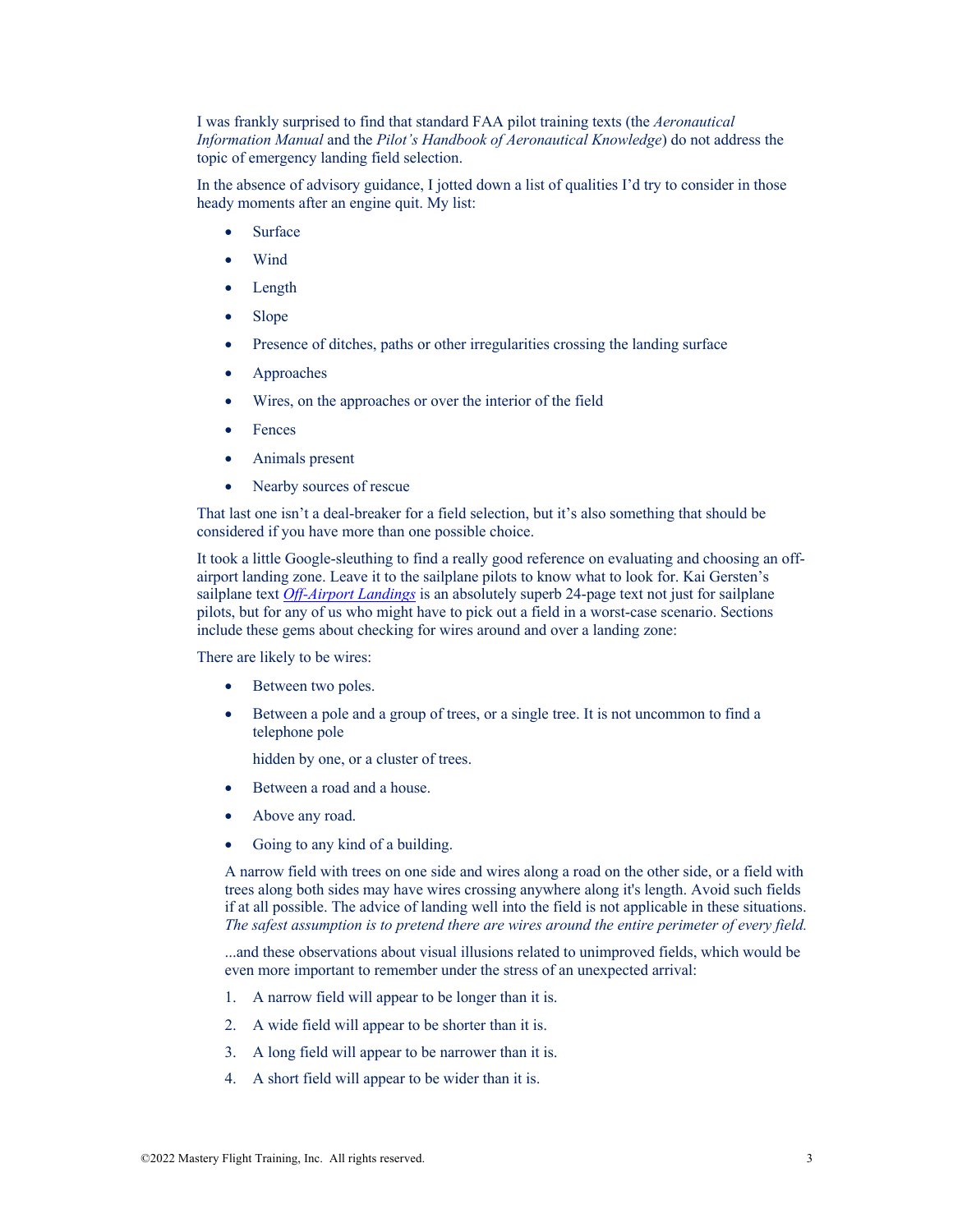I was frankly surprised to find that standard FAA pilot training texts (the *Aeronautical Information Manual* and the *Pilot's Handbook of Aeronautical Knowledge*) do not address the topic of emergency landing field selection.

In the absence of advisory guidance, I jotted down a list of qualities I'd try to consider in those heady moments after an engine quit. My list:

- Surface
- Wind
- Length
- Slope
- Presence of ditches, paths or other irregularities crossing the landing surface
- Approaches
- Wires, on the approaches or over the interior of the field
- Fences
- Animals present
- Nearby sources of rescue

That last one isn't a deal-breaker for a field selection, but it's also something that should be considered if you have more than one possible choice.

It took a little Google-sleuthing to find a really good reference on evaluating and choosing an off-airport landing zone. Leave it to the sailplane pilots to know what to look for. Kai Gersten's sailplane text *Off-Airport Landings* is an absolutely superb 24-page text not just for sailplane pilots, but for any of us who might have to pick out a field in a worst-case scenario. Sections include these gems about checking for wires around and over a landing zone:

There are likely to be wires:

- Between two poles.
- Between a pole and a group of trees, or a single tree. It is not uncommon to find a telephone pole

  hidden by one, or a cluster of trees.
- Between a road and a house.
- Above any road.
- Going to any kind of a building.

> A narrow field with trees on one side and wires along a road on the other side, or a field with trees along both sides may have wires crossing anywhere along it's length. Avoid such fields if at all possible. The advice of landing well into the field is not applicable in these situations. *The safest assumption is to pretend there are wires around the entire perimeter of every field.*
>
> ...and these observations about visual illusions related to unimproved fields, which would be even more important to remember under the stress of an unexpected arrival:

1. A narrow field will appear to be longer than it is.
2. A wide field will appear to be shorter than it is.
3. A long field will appear to be narrower than it is.
4. A short field will appear to be wider than it is.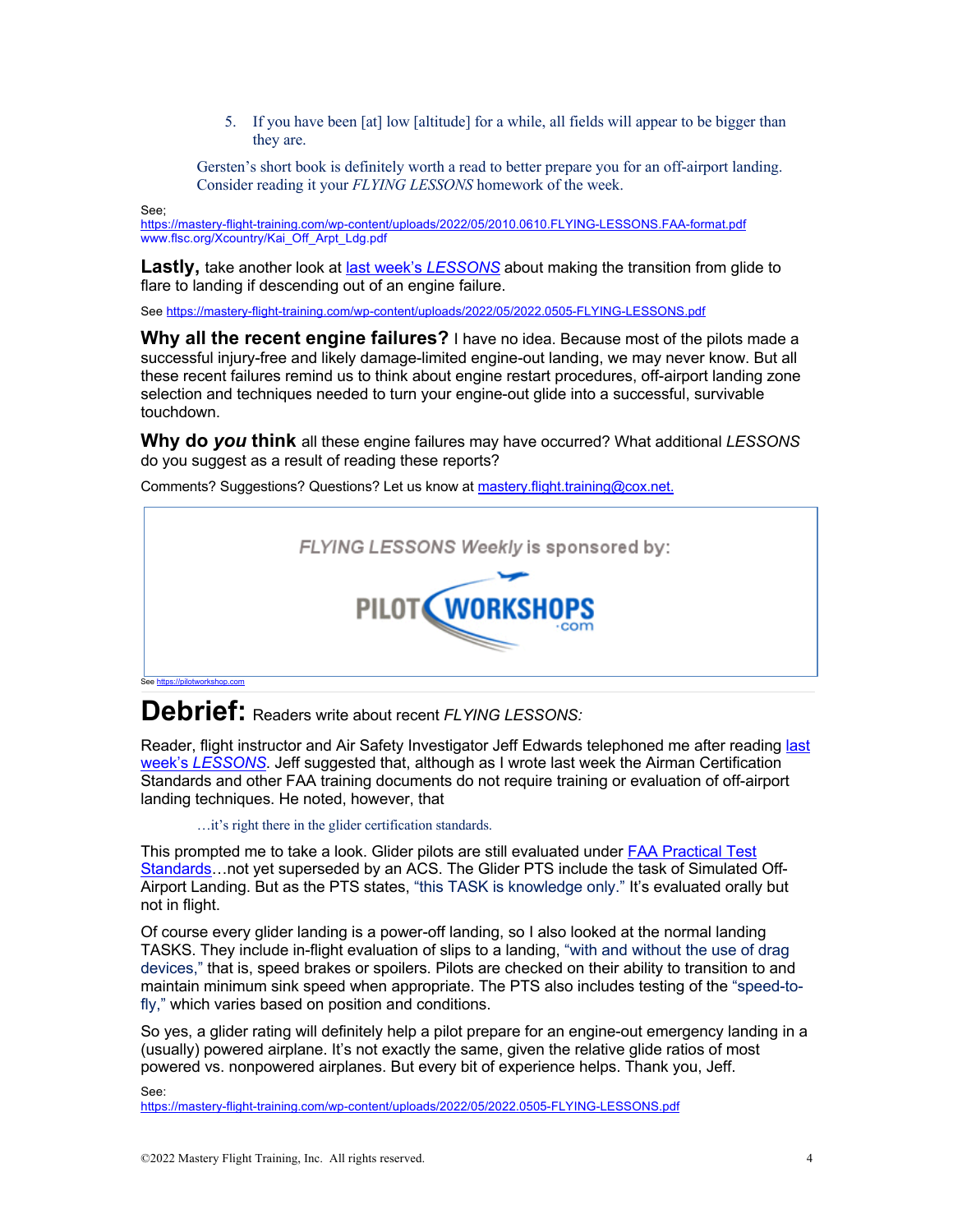5. If you have been [at] low [altitude] for a while, all fields will appear to be bigger than they are.

> Gersten's short book is definitely worth a read to better prepare you for an off-airport landing. Consider reading it your *FLYING LESSONS* homework of the week.

See;
https://mastery-flight-training.com/wp-content/uploads/2022/05/2010.0610.FLYING-LESSONS.FAA-format.pdf
www.flsc.org/Xcountry/Kai_Off_Arpt_Ldg.pdf

**Lastly,** take another look at [last week's *LESSONS*](https://mastery-flight-training.com/wp-content/uploads/2022/05/2022.0505-FLYING-LESSONS.pdf) about making the transition from glide to flare to landing if descending out of an engine failure.

See https://mastery-flight-training.com/wp-content/uploads/2022/05/2022.0505-FLYING-LESSONS.pdf

**Why all the recent engine failures?** I have no idea. Because most of the pilots made a successful injury-free and likely damage-limited engine-out landing, we may never know. But all these recent failures remind us to think about engine restart procedures, off-airport landing zone selection and techniques needed to turn your engine-out glide into a successful, survivable touchdown.

**Why do *you* think** all these engine failures may have occurred? What additional *LESSONS* do you suggest as a result of reading these reports?

Comments? Suggestions? Questions? Let us know at mastery.flight.training@cox.net.

*FLYING LESSONS Weekly* is sponsored by: PILOT WORKSHOPS.com

See https://pilotworkshop.com

# Debrief: Readers write about recent *FLYING LESSONS:*

Reader, flight instructor and Air Safety Investigator Jeff Edwards telephoned me after reading [last week's *LESSONS*](https://mastery-flight-training.com/wp-content/uploads/2022/05/2022.0505-FLYING-LESSONS.pdf). Jeff suggested that, although as I wrote last week the Airman Certification Standards and other FAA training documents do not require training or evaluation of off-airport landing techniques. He noted, however, that

> …it's right there in the glider certification standards.

This prompted me to take a look. Glider pilots are still evaluated under FAA Practical Test Standards…not yet superseded by an ACS. The Glider PTS include the task of Simulated Off-Airport Landing. But as the PTS states, "this TASK is knowledge only." It's evaluated orally but not in flight.

Of course every glider landing is a power-off landing, so I also looked at the normal landing TASKS. They include in-flight evaluation of slips to a landing, "with and without the use of drag devices," that is, speed brakes or spoilers. Pilots are checked on their ability to transition to and maintain minimum sink speed when appropriate. The PTS also includes testing of the "speed-to-fly," which varies based on position and conditions.

So yes, a glider rating will definitely help a pilot prepare for an engine-out emergency landing in a (usually) powered airplane. It's not exactly the same, given the relative glide ratios of most powered vs. nonpowered airplanes. But every bit of experience helps. Thank you, Jeff.

See:
https://mastery-flight-training.com/wp-content/uploads/2022/05/2022.0505-FLYING-LESSONS.pdf

©2022 Mastery Flight Training, Inc. All rights reserved.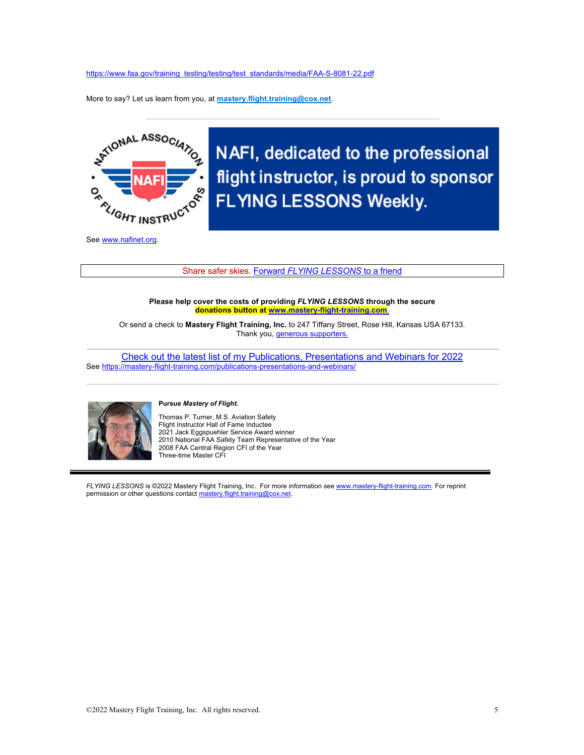https://www.faa.gov/training_testing/testing/test_standards/media/FAA-S-8081-22.pdf

More to say? Let us learn from you, at **mastery.flight.training@cox.net**.

---

NAFI, dedicated to the professional flight instructor, is proud to sponsor FLYING LESSONS Weekly.

See www.nafinet.org.

Share safer skies. Forward *FLYING LESSONS* to a friend

**Please help cover the costs of providing *FLYING LESSONS* through the secure donations button at www.mastery-flight-training.com.**

Or send a check to **Mastery Flight Training, Inc.** to 247 Tiffany Street, Rose Hill, Kansas USA 67133.
Thank you, generous supporters.

---

Check out the latest list of my Publications, Presentations and Webinars for 2022
See https://mastery-flight-training.com/publications-presentations-and-webinars/

---

**Pursue *Mastery of Flight.***

Thomas P. Turner, M.S. Aviation Safety
Flight Instructor Hall of Fame Inductee
2021 Jack Eggspuehler Service Award winner
2010 National FAA Safety Team Representative of the Year
2008 FAA Central Region CFI of the Year
Three-time Master CFI

---

*FLYING LESSONS* is ©2022 Mastery Flight Training, Inc. For more information see www.mastery-flight-training.com. For reprint permission or other questions contact mastery.flight.training@cox.net.

©2022 Mastery Flight Training, Inc. All rights reserved.